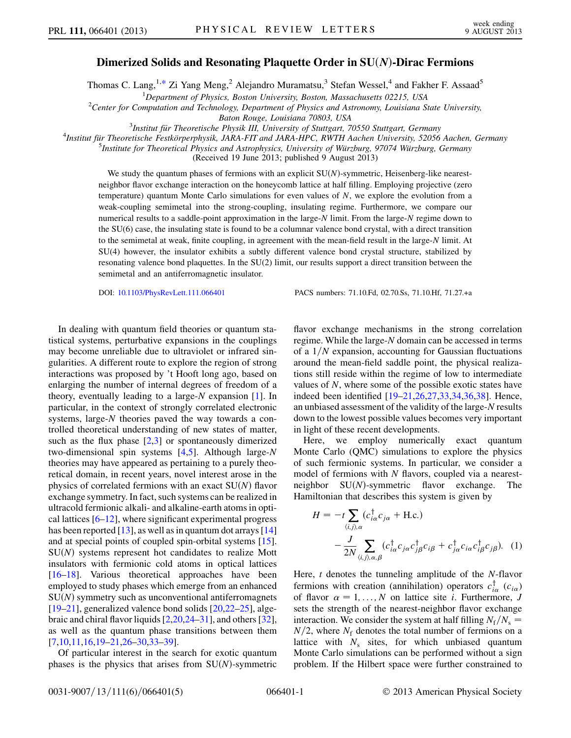# Dimerized Solids and Resonating Plaquette Order in SU($N$)-Dirac Fermions

Thomas C. Lang,[1,*] Zi Yang Meng,[2] Alejandro Muramatsu,[3] Stefan Wessel,[4] and Fakher F. Assaad[5]

[1]Department of Physics, Boston University, Boston, Massachusetts 02215, USA

[2]Center for Computation and Technology, Department of Physics and Astronomy, Louisiana State University, Baton Rouge, Louisiana 70803, USA

[3]Institut für Theoretische Physik III, University of Stuttgart, 70550 Stuttgart, Germany

[4]Institut für Theoretische Festkörperphysik, JARA-FIT and JARA-HPC, RWTH Aachen University, 52056 Aachen, Germany

[5]Institute for Theoretical Physics and Astrophysics, University of Würzburg, 97074 Würzburg, Germany

(Received 19 June 2013; published 9 August 2013)

We study the quantum phases of fermions with an explicit SU($N$)-symmetric, Heisenberg-like nearest-neighbor flavor exchange interaction on the honeycomb lattice at half filling. Employing projective (zero temperature) quantum Monte Carlo simulations for even values of $N$, we explore the evolution from a weak-coupling semimetal into the strong-coupling, insulating regime. Furthermore, we compare our numerical results to a saddle-point approximation in the large-$N$ limit. From the large-$N$ regime down to the SU(6) case, the insulating state is found to be a columnar valence bond crystal, with a direct transition to the semimetal at weak, finite coupling, in agreement with the mean-field result in the large-$N$ limit. At SU(4) however, the insulator exhibits a subtly different valence bond crystal structure, stabilized by resonating valence bond plaquettes. In the SU(2) limit, our results support a direct transition between the semimetal and an antiferromagnetic insulator.

DOI: 10.1103/PhysRevLett.111.066401 PACS numbers: 71.10.Fd, 02.70.Ss, 71.10.Hf, 71.27.+a

In dealing with quantum field theories or quantum statistical systems, perturbative expansions in the couplings may become unreliable due to ultraviolet or infrared singularities. A different route to explore the region of strong interactions was proposed by 't Hooft long ago, based on enlarging the number of internal degrees of freedom of a theory, eventually leading to a large-$N$ expansion [1]. In particular, in the context of strongly correlated electronic systems, large-$N$ theories paved the way towards a controlled theoretical understanding of new states of matter, such as the flux phase [2,3] or spontaneously dimerized two-dimensional spin systems [4,5]. Although large-$N$ theories may have appeared as pertaining to a purely theoretical domain, in recent years, novel interest arose in the physics of correlated fermions with an exact SU($N$) flavor exchange symmetry. In fact, such systems can be realized in ultracold fermionic alkali- and alkaline-earth atoms in optical lattices [6–12], where significant experimental progress has been reported [13], as well as in quantum dot arrays [14] and at special points of coupled spin-orbital systems [15]. SU($N$) systems represent hot candidates to realize Mott insulators with fermionic cold atoms in optical lattices [16–18]. Various theoretical approaches have been employed to study phases which emerge from an enhanced SU($N$) symmetry such as unconventional antiferromagnets [19–21], generalized valence bond solids [20,22–25], algebraic and chiral flavor liquids [2,20,24–31], and others [32], as well as the quantum phase transitions between them [7,10,11,16,19–21,26–30,33–39].

Of particular interest in the search for exotic quantum phases is the physics that arises from SU($N$)-symmetric flavor exchange mechanisms in the strong correlation regime. While the large-$N$ domain can be accessed in terms of a $1/N$ expansion, accounting for Gaussian fluctuations around the mean-field saddle point, the physical realizations still reside within the regime of low to intermediate values of $N$, where some of the possible exotic states have indeed been identified [19–21,26,27,33,34,36,38]. Hence, an unbiased assessment of the validity of the large-$N$ results down to the lowest possible values becomes very important in light of these recent developments.

Here, we employ numerically exact quantum Monte Carlo (QMC) simulations to explore the physics of such fermionic systems. In particular, we consider a model of fermions with $N$ flavors, coupled via a nearest-neighbor SU($N$)-symmetric flavor exchange. The Hamiltonian that describes this system is given by

$$
H = -t \sum_{\langle i,j\rangle,\alpha} (c^\dagger_{i\alpha} c_{j\alpha} + \text{H.c.}) - \frac{J}{2N} \sum_{\langle i,j\rangle,\alpha,\beta} (c^\dagger_{i\alpha} c_{j\alpha} c^\dagger_{j\beta} c_{i\beta} + c^\dagger_{j\alpha} c_{i\alpha} c^\dagger_{i\beta} c_{j\beta}). \quad (1)
$$

Here, $t$ denotes the tunneling amplitude of the $N$-flavor fermions with creation (annihilation) operators $c^\dagger_{i\alpha}$ ($c_{i\alpha}$) of flavor $\alpha = 1, \ldots, N$ on lattice site $i$. Furthermore, $J$ sets the strength of the nearest-neighbor flavor exchange interaction. We consider the system at half filling $N_{\mathrm{f}}/N_{\mathrm{s}} = N/2$, where $N_{\mathrm{f}}$ denotes the total number of fermions on a lattice with $N_{\mathrm{s}}$ sites, for which unbiased quantum Monte Carlo simulations can be performed without a sign problem. If the Hilbert space were further constrained to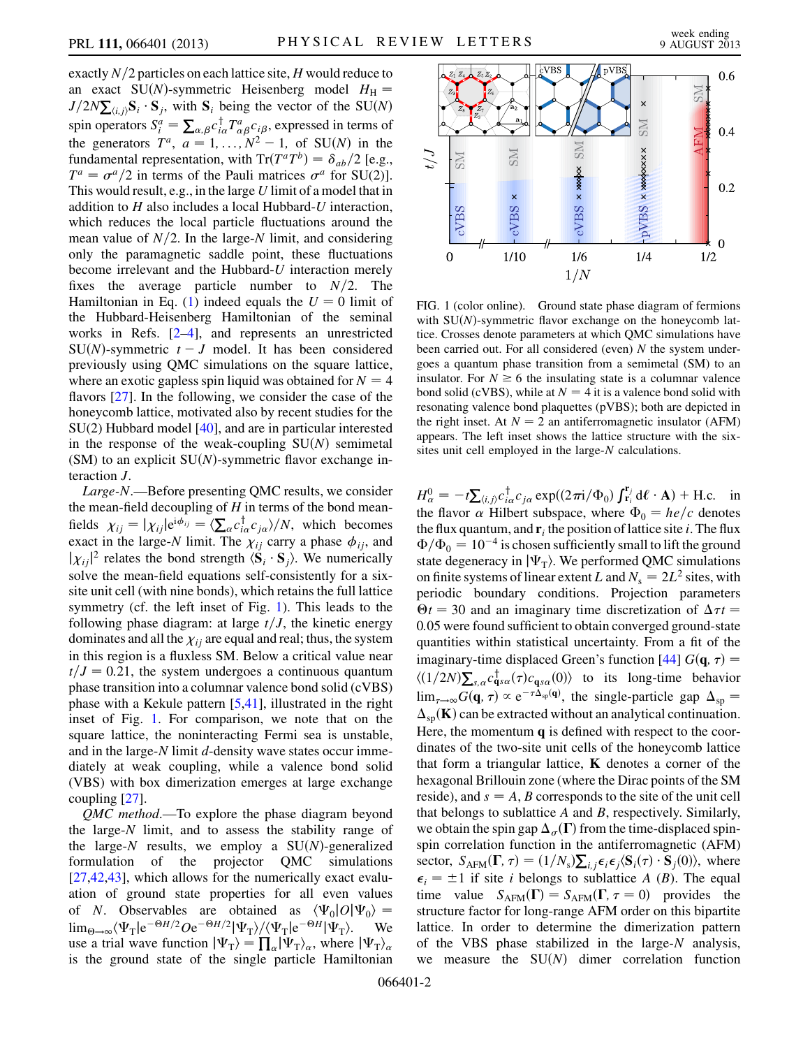exactly $N/2$ particles on each lattice site, $H$ would reduce to an exact SU($N$)-symmetric Heisenberg model $H_{\rm H} = J/2N\sum_{\langle i,j\rangle}\mathbf{S}_i\cdot\mathbf{S}_j$, with $\mathbf{S}_i$ being the vector of the SU($N$) spin operators $S_i^a = \sum_{\alpha,\beta} c_{i\alpha}^\dagger T_{\alpha\beta}^a c_{i\beta}$, expressed in terms of the generators $T^a$, $a = 1,\ldots,N^2-1$, of SU($N$) in the fundamental representation, with $\mathrm{Tr}(T^aT^b) = \delta_{ab}/2$ [e.g., $T^a = \sigma^a/2$ in terms of the Pauli matrices $\sigma^a$ for SU(2)]. This would result, e.g., in the large $U$ limit of a model that in addition to $H$ also includes a local Hubbard-$U$ interaction, which reduces the local particle fluctuations around the mean value of $N/2$. In the large-$N$ limit, and considering only the paramagnetic saddle point, these fluctuations become irrelevant and the Hubbard-$U$ interaction merely fixes the average particle number to $N/2$. The Hamiltonian in Eq. (1) indeed equals the $U = 0$ limit of the Hubbard-Heisenberg Hamiltonian of the seminal works in Refs. [2–4], and represents an unrestricted SU($N$)-symmetric $t-J$ model. It has been considered previously using QMC simulations on the square lattice, where an exotic gapless spin liquid was obtained for $N = 4$ flavors [27]. In the following, we consider the case of the honeycomb lattice, motivated also by recent studies for the SU(2) Hubbard model [40], and are in particular interested in the response of the weak-coupling SU($N$) semimetal (SM) to an explicit SU($N$)-symmetric flavor exchange interaction $J$.

*Large-N*.—Before presenting QMC results, we consider the mean-field decoupling of $H$ in terms of the bond mean-fields $\chi_{ij} = |\chi_{ij}|e^{i\phi_{ij}} = \langle\sum_\alpha c_{i\alpha}^\dagger c_{j\alpha}\rangle/N$, which becomes exact in the large-$N$ limit. The $\chi_{ij}$ carry a phase $\phi_{ij}$, and $|\chi_{ij}|^2$ relates the bond strength $\langle\mathbf{S}_i\cdot\mathbf{S}_j\rangle$. We numerically solve the mean-field equations self-consistently for a six-site unit cell (with nine bonds), which retains the full lattice symmetry (cf. the left inset of Fig. 1). This leads to the following phase diagram: at large $t/J$, the kinetic energy dominates and all the $\chi_{ij}$ are equal and real; thus, the system in this region is a fluxless SM. Below a critical value near $t/J = 0.21$, the system undergoes a continuous quantum phase transition into a columnar valence bond solid (cVBS) phase with a Kekule pattern [5,41], illustrated in the right inset of Fig. 1. For comparison, we note that on the square lattice, the noninteracting Fermi sea is unstable, and in the large-$N$ limit $d$-density wave states occur immediately at weak coupling, while a valence bond solid (VBS) with box dimerization emerges at large exchange coupling [27].

*QMC method*.—To explore the phase diagram beyond the large-$N$ limit, and to assess the stability range of the large-$N$ results, we employ a SU($N$)-generalized formulation of the projector QMC simulations [27,42,43], which allows for the numerically exact evaluation of ground state properties for all even values of $N$. Observables are obtained as $\langle\Psi_0|O|\Psi_0\rangle = \lim_{\Theta\to\infty}\langle\Psi_{\rm T}|e^{-\Theta H/2}Oe^{-\Theta H/2}|\Psi_{\rm T}\rangle/\langle\Psi_{\rm T}|e^{-\Theta H}|\Psi_{\rm T}\rangle$. We use a trial wave function $|\Psi_{\rm T}\rangle = \prod_\alpha|\Psi_{\rm T}\rangle_\alpha$, where $|\Psi_{\rm T}\rangle_\alpha$ is the ground state of the single particle Hamiltonian $H_\alpha^0 = -t\sum_{\langle i,j\rangle}c_{i\alpha}^\dagger c_{j\alpha}\exp((2\pi i/\Phi_0)\int_{\mathbf{r}_i}^{\mathbf{r}_j}d\boldsymbol{\ell}\cdot\mathbf{A}) + \mathrm{H.c.}$ in the flavor $\alpha$ Hilbert subspace, where $\Phi_0 = hc/e$ denotes the flux quantum, and $\mathbf{r}_i$ the position of lattice site $i$. The flux $\Phi/\Phi_0 = 10^{-4}$ is chosen sufficiently small to lift the ground state degeneracy in $|\Psi_{\rm T}\rangle$. We performed QMC simulations on finite systems of linear extent $L$ and $N_{\rm s} = 2L^2$ sites, with periodic boundary conditions. Projection parameters $\Theta t = 30$ and an imaginary time discretization of $\Delta\tau t = 0.05$ were found sufficient to obtain converged ground-state quantities within statistical uncertainty. From a fit of the imaginary-time displaced Green's function [44] $G(\mathbf{q},\tau) = \langle(1/2N)\sum_{s,\alpha}c_{\mathbf{q}s\alpha}^\dagger(\tau)c_{\mathbf{q}s\alpha}(0)\rangle$ to its long-time behavior $\lim_{\tau\to\infty}G(\mathbf{q},\tau)\propto e^{-\tau\Delta_{\rm sp}(\mathbf{q})}$, the single-particle gap $\Delta_{\rm sp} = \Delta_{\rm sp}(\mathbf{K})$ can be extracted without an analytical continuation. Here, the momentum $\mathbf{q}$ is defined with respect to the coordinates of the two-site unit cells of the honeycomb lattice that form a triangular lattice, $\mathbf{K}$ denotes a corner of the hexagonal Brillouin zone (where the Dirac points of the SM reside), and $s = A, B$ corresponds to the site of the unit cell that belongs to sublattice $A$ and $B$, respectively. Similarly, we obtain the spin gap $\Delta_\sigma(\boldsymbol{\Gamma})$ from the time-displaced spin-spin correlation function in the antiferromagnetic (AFM) sector, $S_{\rm AFM}(\boldsymbol{\Gamma},\tau) = (1/N_{\rm s})\sum_{i,j}\epsilon_i\epsilon_j\langle\mathbf{S}_i(\tau)\cdot\mathbf{S}_j(0)\rangle$, where $\epsilon_i = \pm1$ if site $i$ belongs to sublattice $A$ ($B$). The equal time value $S_{\rm AFM}(\boldsymbol{\Gamma}) = S_{\rm AFM}(\boldsymbol{\Gamma},\tau=0)$ provides the structure factor for long-range AFM order on this bipartite lattice. In order to determine the dimerization pattern of the VBS phase stabilized in the large-$N$ analysis, we measure the SU($N$) dimer correlation function

FIG. 1 (color online). Ground state phase diagram of fermions with SU($N$)-symmetric flavor exchange on the honeycomb lattice. Crosses denote parameters at which QMC simulations have been carried out. For all considered (even) $N$ the system undergoes a quantum phase transition from a semimetal (SM) to an insulator. For $N \geq 6$ the insulating state is a columnar valence bond solid (cVBS), while at $N = 4$ it is a valence bond solid with resonating valence bond plaquettes (pVBS); both are depicted in the right inset. At $N = 2$ an antiferromagnetic insulator (AFM) appears. The left inset shows the lattice structure with the six-sites unit cell employed in the large-$N$ calculations.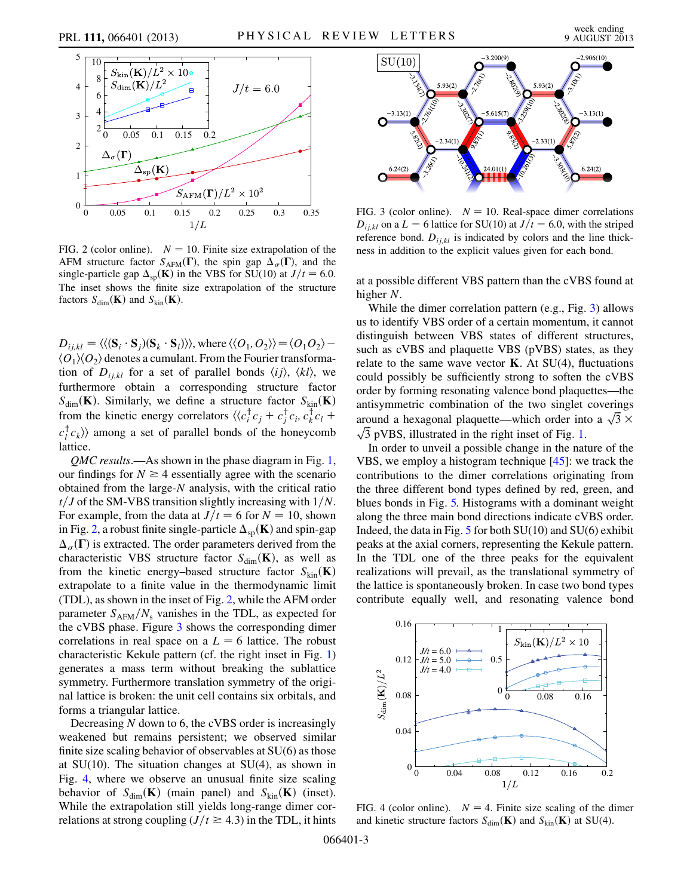FIG. 2 (color online). $N = 10$. Finite size extrapolation of the AFM structure factor $S_{\mathrm{AFM}}(\mathbf{\Gamma})$, the spin gap $\Delta_\sigma(\mathbf{\Gamma})$, and the single-particle gap $\Delta_{\mathrm{sp}}(\mathbf{K})$ in the VBS for SU(10) at $J/t = 6.0$. The inset shows the finite size extrapolation of the structure factors $S_{\mathrm{dim}}(\mathbf{K})$ and $S_{\mathrm{kin}}(\mathbf{K})$.

$D_{ij,kl} = \langle\langle(\mathbf{S}_i \cdot \mathbf{S}_j)(\mathbf{S}_k \cdot \mathbf{S}_l)\rangle\rangle$, where $\langle\langle O_1, O_2\rangle\rangle = \langle O_1 O_2\rangle - \langle O_1\rangle\langle O_2\rangle$ denotes a cumulant. From the Fourier transformation of $D_{ij,kl}$ for a set of parallel bonds $\langle ij\rangle$, $\langle kl\rangle$, we furthermore obtain a corresponding structure factor $S_{\mathrm{dim}}(\mathbf{K})$. Similarly, we define a structure factor $S_{\mathrm{kin}}(\mathbf{K})$ from the kinetic energy correlators $\langle\langle c_i^\dagger c_j + c_j^\dagger c_i, c_k^\dagger c_l + c_l^\dagger c_k\rangle\rangle$ among a set of parallel bonds of the honeycomb lattice.

*QMC results*.—As shown in the phase diagram in Fig. 1, our findings for $N \geq 4$ essentially agree with the scenario obtained from the large-$N$ analysis, with the critical ratio $t/J$ of the SM-VBS transition slightly increasing with $1/N$. For example, from the data at $J/t = 6$ for $N = 10$, shown in Fig. 2, a robust finite single-particle $\Delta_{\mathrm{sp}}(\mathbf{K})$ and spin-gap $\Delta_\sigma(\mathbf{\Gamma})$ is extracted. The order parameters derived from the characteristic VBS structure factor $S_{\mathrm{dim}}(\mathbf{K})$, as well as from the kinetic energy–based structure factor $S_{\mathrm{kin}}(\mathbf{K})$ extrapolate to a finite value in the thermodynamic limit (TDL), as shown in the inset of Fig. 2, while the AFM order parameter $S_{\mathrm{AFM}}/N_s$ vanishes in the TDL, as expected for the cVBS phase. Figure 3 shows the corresponding dimer correlations in real space on a $L = 6$ lattice. The robust characteristic Kekule pattern (cf. the right inset in Fig. 1) generates a mass term without breaking the sublattice symmetry. Furthermore translation symmetry of the original lattice is broken: the unit cell contains six orbitals, and forms a triangular lattice.

Decreasing $N$ down to 6, the cVBS order is increasingly weakened but remains persistent; we observed similar finite size scaling behavior of observables at SU(6) as those at SU(10). The situation changes at SU(4), as shown in Fig. 4, where we observe an unusual finite size scaling behavior of $S_{\mathrm{dim}}(\mathbf{K})$ (main panel) and $S_{\mathrm{kin}}(\mathbf{K})$ (inset). While the extrapolation still yields long-range dimer correlations at strong coupling ($J/t \gtrsim 4.3$) in the TDL, it hints

FIG. 3 (color online). $N = 10$. Real-space dimer correlations $D_{ij,kl}$ on a $L = 6$ lattice for SU(10) at $J/t = 6.0$, with the striped reference bond. $D_{ij,kl}$ is indicated by colors and the line thickness in addition to the explicit values given for each bond.

at a possible different VBS pattern than the cVBS found at higher $N$.

While the dimer correlation pattern (e.g., Fig. 3) allows us to identify VBS order of a certain momentum, it cannot distinguish between VBS states of different structures, such as cVBS and plaquette VBS (pVBS) states, as they relate to the same wave vector $\mathbf{K}$. At SU(4), fluctuations could possibly be sufficiently strong to soften the cVBS order by forming resonating valence bond plaquettes—the antisymmetric combination of the two singlet coverings around a hexagonal plaquette—which order into a $\sqrt{3} \times \sqrt{3}$ pVBS, illustrated in the right inset of Fig. 1.

In order to unveil a possible change in the nature of the VBS, we employ a histogram technique [45]: we track the contributions to the dimer correlations originating from the three different bond types defined by red, green, and blues bonds in Fig. 5. Histograms with a dominant weight along the three main bond directions indicate cVBS order. Indeed, the data in Fig. 5 for both SU(10) and SU(6) exhibit peaks at the axial corners, representing the Kekule pattern. In the TDL one of the three peaks for the equivalent realizations will prevail, as the translational symmetry of the lattice is spontaneously broken. In case two bond types contribute equally well, and resonating valence bond

FIG. 4 (color online). $N = 4$. Finite size scaling of the dimer and kinetic structure factors $S_{\mathrm{dim}}(\mathbf{K})$ and $S_{\mathrm{kin}}(\mathbf{K})$ at SU(4).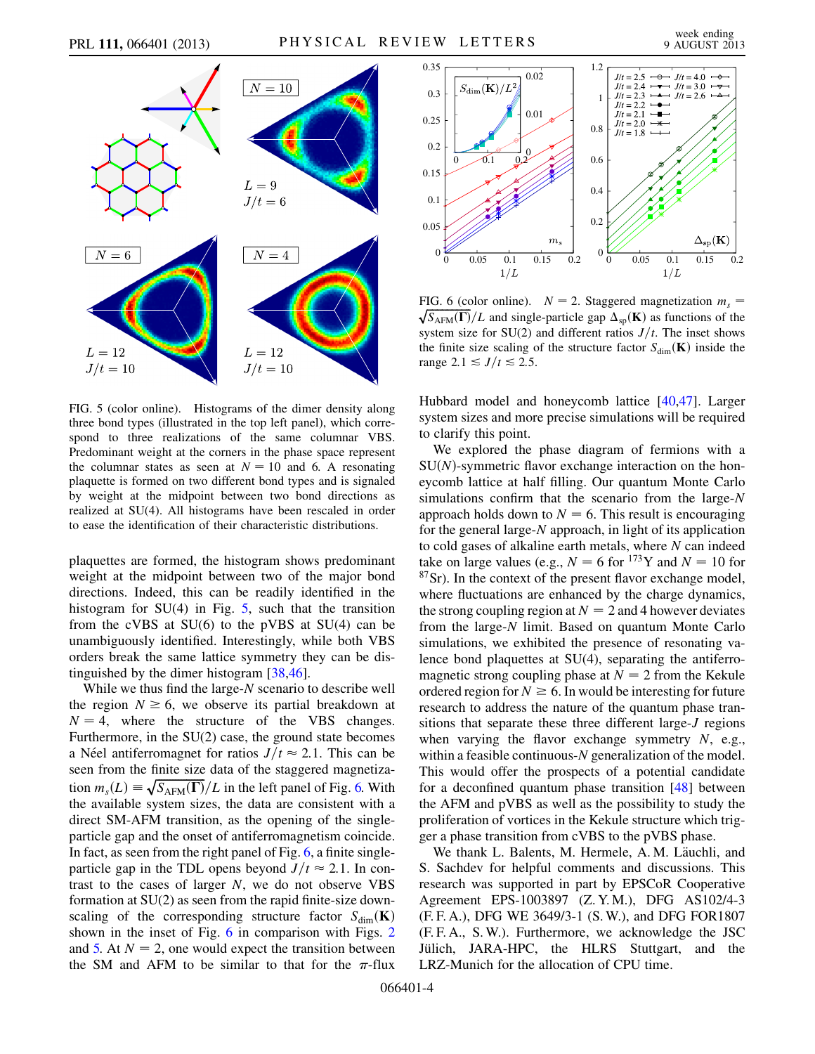FIG. 5 (color online). Histograms of the dimer density along three bond types (illustrated in the top left panel), which correspond to three realizations of the same columnar VBS. Predominant weight at the corners in the phase space represent the columnar states as seen at $N = 10$ and 6. A resonating plaquette is formed on two different bond types and is signaled by weight at the midpoint between two bond directions as realized at SU(4). All histograms have been rescaled in order to ease the identification of their characteristic distributions.

plaquettes are formed, the histogram shows predominant weight at the midpoint between two of the major bond directions. Indeed, this can be readily identified in the histogram for SU(4) in Fig. 5, such that the transition from the cVBS at SU(6) to the pVBS at SU(4) can be unambiguously identified. Interestingly, while both VBS orders break the same lattice symmetry they can be distinguished by the dimer histogram [38,46].

While we thus find the large-$N$ scenario to describe well the region $N \geq 6$, we observe its partial breakdown at $N = 4$, where the structure of the VBS changes. Furthermore, in the SU(2) case, the ground state becomes a Néel antiferromagnet for ratios $J/t \approx 2.1$. This can be seen from the finite size data of the staggered magnetization $m_s(L) \equiv \sqrt{S_{\rm AFM}(\boldsymbol{\Gamma})}/L$ in the left panel of Fig. 6. With the available system sizes, the data are consistent with a direct SM-AFM transition, as the opening of the single-particle gap and the onset of antiferromagnetism coincide. In fact, as seen from the right panel of Fig. 6, a finite single-particle gap in the TDL opens beyond $J/t \approx 2.1$. In contrast to the cases of larger $N$, we do not observe VBS formation at SU(2) as seen from the rapid finite-size downscaling of the corresponding structure factor $S_{\rm dim}(\mathbf{K})$ shown in the inset of Fig. 6 in comparison with Figs. 2 and 5. At $N = 2$, one would expect the transition between the SM and AFM to be similar to that for the $\pi$-flux Hubbard model and honeycomb lattice [40,47]. Larger system sizes and more precise simulations will be required to clarify this point.

FIG. 6 (color online). $N = 2$. Staggered magnetization $m_s = \sqrt{S_{\rm AFM}(\boldsymbol{\Gamma})}/L$ and single-particle gap $\Delta_{\rm sp}(\mathbf{K})$ as functions of the system size for SU(2) and different ratios $J/t$. The inset shows the finite size scaling of the structure factor $S_{\rm dim}(\mathbf{K})$ inside the range $2.1 \lesssim J/t \lesssim 2.5$.

We explored the phase diagram of fermions with a SU($N$)-symmetric flavor exchange interaction on the honeycomb lattice at half filling. Our quantum Monte Carlo simulations confirm that the scenario from the large-$N$ approach holds down to $N = 6$. This result is encouraging for the general large-$N$ approach, in light of its application to cold gases of alkaline earth metals, where $N$ can indeed take on large values (e.g., $N = 6$ for $^{173}$Y and $N = 10$ for $^{87}$Sr). In the context of the present flavor exchange model, where fluctuations are enhanced by the charge dynamics, the strong coupling region at $N = 2$ and 4 however deviates from the large-$N$ limit. Based on quantum Monte Carlo simulations, we exhibited the presence of resonating valence bond plaquettes at SU(4), separating the antiferromagnetic strong coupling phase at $N = 2$ from the Kekule ordered region for $N \geq 6$. It would be interesting for future research to address the nature of the quantum phase transitions that separate these three different large-$J$ regions when varying the flavor exchange symmetry $N$, e.g., within a feasible continuous-$N$ generalization of the model. This would offer the prospects of a potential candidate for a deconfined quantum phase transition [48] between the AFM and pVBS as well as the possibility to study the proliferation of vortices in the Kekule structure which trigger a phase transition from cVBS to the pVBS phase.

We thank L. Balents, M. Hermele, A. M. Läuchli, and S. Sachdev for helpful comments and discussions. This research was supported in part by EPSCoR Cooperative Agreement EPS-1003897 (Z. Y. M.), DFG AS102/4-3 (F. F. A.), DFG WE 3649/3-1 (S. W.), and DFG FOR1807 (F. F. A., S. W.). Furthermore, we acknowledge the JSC Jülich, JARA-HPC, the HLRS Stuttgart, and the LRZ-Munich for the allocation of CPU time.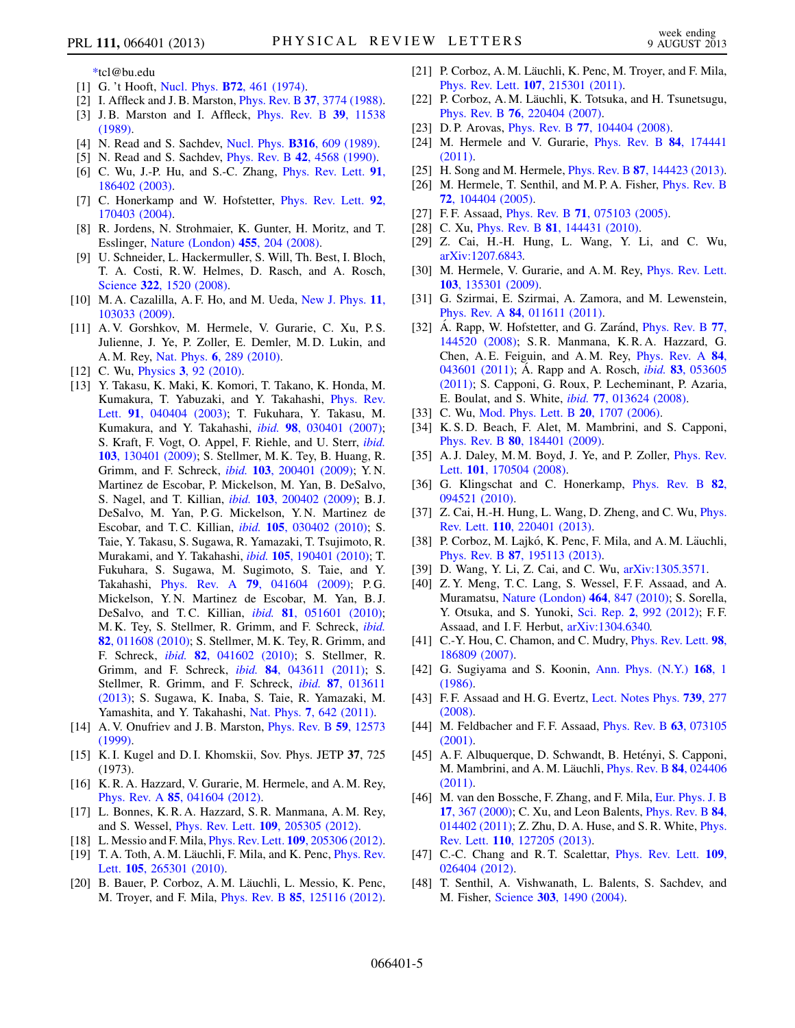*tcl@bu.edu

[1] G. 't Hooft, Nucl. Phys. **B72**, 461 (1974).

[2] I. Affleck and J. B. Marston, Phys. Rev. B **37**, 3774 (1988).

[3] J. B. Marston and I. Affleck, Phys. Rev. B **39**, 11538 (1989).

[4] N. Read and S. Sachdev, Nucl. Phys. **B316**, 609 (1989).

[5] N. Read and S. Sachdev, Phys. Rev. B **42**, 4568 (1990).

[6] C. Wu, J.-P. Hu, and S.-C. Zhang, Phys. Rev. Lett. **91**, 186402 (2003).

[7] C. Honerkamp and W. Hofstetter, Phys. Rev. Lett. **92**, 170403 (2004).

[8] R. Jordens, N. Strohmaier, K. Gunter, H. Moritz, and T. Esslinger, Nature (London) **455**, 204 (2008).

[9] U. Schneider, L. Hackermuller, S. Will, Th. Best, I. Bloch, T. A. Costi, R. W. Helmes, D. Rasch, and A. Rosch, Science **322**, 1520 (2008).

[10] M. A. Cazalilla, A. F. Ho, and M. Ueda, New J. Phys. **11**, 103033 (2009).

[11] A. V. Gorshkov, M. Hermele, V. Gurarie, C. Xu, P. S. Julienne, J. Ye, P. Zoller, E. Demler, M. D. Lukin, and A. M. Rey, Nat. Phys. **6**, 289 (2010).

[12] C. Wu, Physics **3**, 92 (2010).

[13] Y. Takasu, K. Maki, K. Komori, T. Takano, K. Honda, M. Kumakura, T. Yabuzaki, and Y. Takahashi, Phys. Rev. Lett. **91**, 040404 (2003); T. Fukuhara, Y. Takasu, M. Kumakura, and Y. Takahashi, *ibid.* **98**, 030401 (2007); S. Kraft, F. Vogt, O. Appel, F. Riehle, and U. Sterr, *ibid.* **103**, 130401 (2009); S. Stellmer, M. K. Tey, B. Huang, R. Grimm, and F. Schreck, *ibid.* **103**, 200401 (2009); Y. N. Martinez de Escobar, P. Mickelson, M. Yan, B. DeSalvo, S. Nagel, and T. Killian, *ibid.* **103**, 200402 (2009); B. J. DeSalvo, M. Yan, P. G. Mickelson, Y. N. Martinez de Escobar, and T. C. Killian, *ibid.* **105**, 030402 (2010); S. Taie, Y. Takasu, S. Sugawa, R. Yamazaki, T. Tsujimoto, R. Murakami, and Y. Takahashi, *ibid.* **105**, 190401 (2010); T. Fukuhara, S. Sugawa, M. Sugimoto, S. Taie, and Y. Takahashi, Phys. Rev. A **79**, 041604 (2009); P. G. Mickelson, Y. N. Martinez de Escobar, M. Yan, B. J. DeSalvo, and T. C. Killian, *ibid.* **81**, 051601 (2010); M. K. Tey, S. Stellmer, R. Grimm, and F. Schreck, *ibid.* **82**, 011608 (2010); S. Stellmer, M. K. Tey, R. Grimm, and F. Schreck, *ibid.* **82**, 041602 (2010); S. Stellmer, R. Grimm, and F. Schreck, *ibid.* **84**, 043611 (2011); S. Stellmer, R. Grimm, and F. Schreck, *ibid.* **87**, 013611 (2013); S. Sugawa, K. Inaba, S. Taie, R. Yamazaki, M. Yamashita, and Y. Takahashi, Nat. Phys. **7**, 642 (2011).

[14] A. V. Onufriev and J. B. Marston, Phys. Rev. B **59**, 12573 (1999).

[15] K. I. Kugel and D. I. Khomskii, Sov. Phys. JETP **37**, 725 (1973).

[16] K. R. A. Hazzard, V. Gurarie, M. Hermele, and A. M. Rey, Phys. Rev. A **85**, 041604 (2012).

[17] L. Bonnes, K. R. A. Hazzard, S. R. Manmana, A. M. Rey, and S. Wessel, Phys. Rev. Lett. **109**, 205305 (2012).

[18] L. Messio and F. Mila, Phys. Rev. Lett. **109**, 205306 (2012).

[19] T. A. Toth, A. M. Läuchli, F. Mila, and K. Penc, Phys. Rev. Lett. **105**, 265301 (2010).

[20] B. Bauer, P. Corboz, A. M. Läuchli, L. Messio, K. Penc, M. Troyer, and F. Mila, Phys. Rev. B **85**, 125116 (2012).

[21] P. Corboz, A. M. Läuchli, K. Penc, M. Troyer, and F. Mila, Phys. Rev. Lett. **107**, 215301 (2011).

[22] P. Corboz, A. M. Läuchli, K. Totsuka, and H. Tsunetsugu, Phys. Rev. B **76**, 220404 (2007).

[23] D. P. Arovas, Phys. Rev. B **77**, 104404 (2008).

[24] M. Hermele and V. Gurarie, Phys. Rev. B **84**, 174441 (2011).

[25] H. Song and M. Hermele, Phys. Rev. B **87**, 144423 (2013).

[26] M. Hermele, T. Senthil, and M. P. A. Fisher, Phys. Rev. B **72**, 104404 (2005).

[27] F. F. Assaad, Phys. Rev. B **71**, 075103 (2005).

[28] C. Xu, Phys. Rev. B **81**, 144431 (2010).

[29] Z. Cai, H.-H. Hung, L. Wang, Y. Li, and C. Wu, arXiv:1207.6843.

[30] M. Hermele, V. Gurarie, and A. M. Rey, Phys. Rev. Lett. **103**, 135301 (2009).

[31] G. Szirmai, E. Szirmai, A. Zamora, and M. Lewenstein, Phys. Rev. A **84**, 011611 (2011).

[32] Á. Rapp, W. Hofstetter, and G. Zaránd, Phys. Rev. B **77**, 144520 (2008); S. R. Manmana, K. R. A. Hazzard, G. Chen, A. E. Feiguin, and A. M. Rey, Phys. Rev. A **84**, 043601 (2011); Á. Rapp and A. Rosch, *ibid.* **83**, 053605 (2011); S. Capponi, G. Roux, P. Lecheminant, P. Azaria, E. Boulat, and S. White, *ibid.* **77**, 013624 (2008).

[33] C. Wu, Mod. Phys. Lett. B **20**, 1707 (2006).

[34] K. S. D. Beach, F. Alet, M. Mambrini, and S. Capponi, Phys. Rev. B **80**, 184401 (2009).

[35] A. J. Daley, M. M. Boyd, J. Ye, and P. Zoller, Phys. Rev. Lett. **101**, 170504 (2008).

[36] G. Klingschat and C. Honerkamp, Phys. Rev. B **82**, 094521 (2010).

[37] Z. Cai, H.-H. Hung, L. Wang, D. Zheng, and C. Wu, Phys. Rev. Lett. **110**, 220401 (2013).

[38] P. Corboz, M. Lajkó, K. Penc, F. Mila, and A. M. Läuchli, Phys. Rev. B **87**, 195113 (2013).

[39] D. Wang, Y. Li, Z. Cai, and C. Wu, arXiv:1305.3571.

[40] Z. Y. Meng, T. C. Lang, S. Wessel, F. F. Assaad, and A. Muramatsu, Nature (London) **464**, 847 (2010); S. Sorella, Y. Otsuka, and S. Yunoki, Sci. Rep. **2**, 992 (2012); F. F. Assaad, and I. F. Herbut, arXiv:1304.6340.

[41] C.-Y. Hou, C. Chamon, and C. Mudry, Phys. Rev. Lett. **98**, 186809 (2007).

[42] G. Sugiyama and S. Koonin, Ann. Phys. (N.Y.) **168**, 1 (1986).

[43] F. F. Assaad and H. G. Evertz, Lect. Notes Phys. **739**, 277 (2008).

[44] M. Feldbacher and F. F. Assaad, Phys. Rev. B **63**, 073105 (2001).

[45] A. F. Albuquerque, D. Schwandt, B. Hetényi, S. Capponi, M. Mambrini, and A. M. Läuchli, Phys. Rev. B **84**, 024406 (2011).

[46] M. van den Bossche, F. Zhang, and F. Mila, Eur. Phys. J. B **17**, 367 (2000); C. Xu, and Leon Balents, Phys. Rev. B **84**, 014402 (2011); Z. Zhu, D. A. Huse, and S. R. White, Phys. Rev. Lett. **110**, 127205 (2013).

[47] C.-C. Chang and R. T. Scalettar, Phys. Rev. Lett. **109**, 026404 (2012).

[48] T. Senthil, A. Vishwanath, L. Balents, S. Sachdev, and M. Fisher, Science **303**, 1490 (2004).